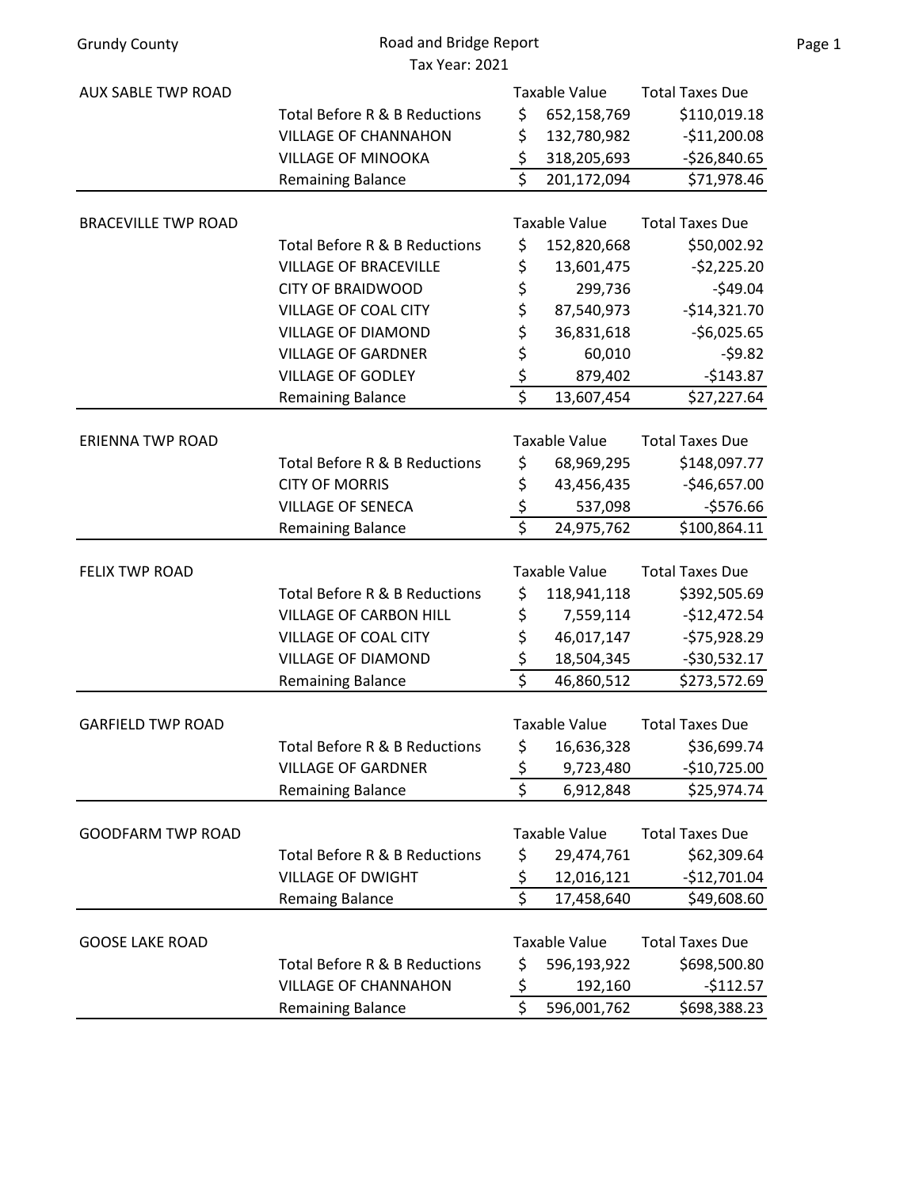Grundy County

Road and Bridge Report
Tax Year: 2021

| | | | Taxable Value | Total Taxes Due |
|---|---|---|---|---|
| AUX SABLE TWP ROAD | | | | |
| | Total Before R & B Reductions | $ | 652,158,769 | $110,019.18 |
| | VILLAGE OF CHANNAHON | $ | 132,780,982 | -$11,200.08 |
| | VILLAGE OF MINOOKA | $ | 318,205,693 | -$26,840.65 |
| | Remaining Balance | $ | 201,172,094 | $71,978.46 |

| | | | Taxable Value | Total Taxes Due |
|---|---|---|---|---|
| BRACEVILLE TWP ROAD | | | | |
| | Total Before R & B Reductions | $ | 152,820,668 | $50,002.92 |
| | VILLAGE OF BRACEVILLE | $ | 13,601,475 | -$2,225.20 |
| | CITY OF BRAIDWOOD | $ | 299,736 | -$49.04 |
| | VILLAGE OF COAL CITY | $ | 87,540,973 | -$14,321.70 |
| | VILLAGE OF DIAMOND | $ | 36,831,618 | -$6,025.65 |
| | VILLAGE OF GARDNER | $ | 60,010 | -$9.82 |
| | VILLAGE OF GODLEY | $ | 879,402 | -$143.87 |
| | Remaining Balance | $ | 13,607,454 | $27,227.64 |

| | | | Taxable Value | Total Taxes Due |
|---|---|---|---|---|
| ERIENNA TWP ROAD | | | | |
| | Total Before R & B Reductions | $ | 68,969,295 | $148,097.77 |
| | CITY OF MORRIS | $ | 43,456,435 | -$46,657.00 |
| | VILLAGE OF SENECA | $ | 537,098 | -$576.66 |
| | Remaining Balance | $ | 24,975,762 | $100,864.11 |

| | | | Taxable Value | Total Taxes Due |
|---|---|---|---|---|
| FELIX TWP ROAD | | | | |
| | Total Before R & B Reductions | $ | 118,941,118 | $392,505.69 |
| | VILLAGE OF CARBON HILL | $ | 7,559,114 | -$12,472.54 |
| | VILLAGE OF COAL CITY | $ | 46,017,147 | -$75,928.29 |
| | VILLAGE OF DIAMOND | $ | 18,504,345 | -$30,532.17 |
| | Remaining Balance | $ | 46,860,512 | $273,572.69 |

| | | | Taxable Value | Total Taxes Due |
|---|---|---|---|---|
| GARFIELD TWP ROAD | | | | |
| | Total Before R & B Reductions | $ | 16,636,328 | $36,699.74 |
| | VILLAGE OF GARDNER | $ | 9,723,480 | -$10,725.00 |
| | Remaining Balance | $ | 6,912,848 | $25,974.74 |

| | | | Taxable Value | Total Taxes Due |
|---|---|---|---|---|
| GOODFARM TWP ROAD | | | | |
| | Total Before R & B Reductions | $ | 29,474,761 | $62,309.64 |
| | VILLAGE OF DWIGHT | $ | 12,016,121 | -$12,701.04 |
| | Remaing Balance | $ | 17,458,640 | $49,608.60 |

| | | | Taxable Value | Total Taxes Due |
|---|---|---|---|---|
| GOOSE LAKE ROAD | | | | |
| | Total Before R & B Reductions | $ | 596,193,922 | $698,500.80 |
| | VILLAGE OF CHANNAHON | $ | 192,160 | -$112.57 |
| | Remaining Balance | $ | 596,001,762 | $698,388.23 |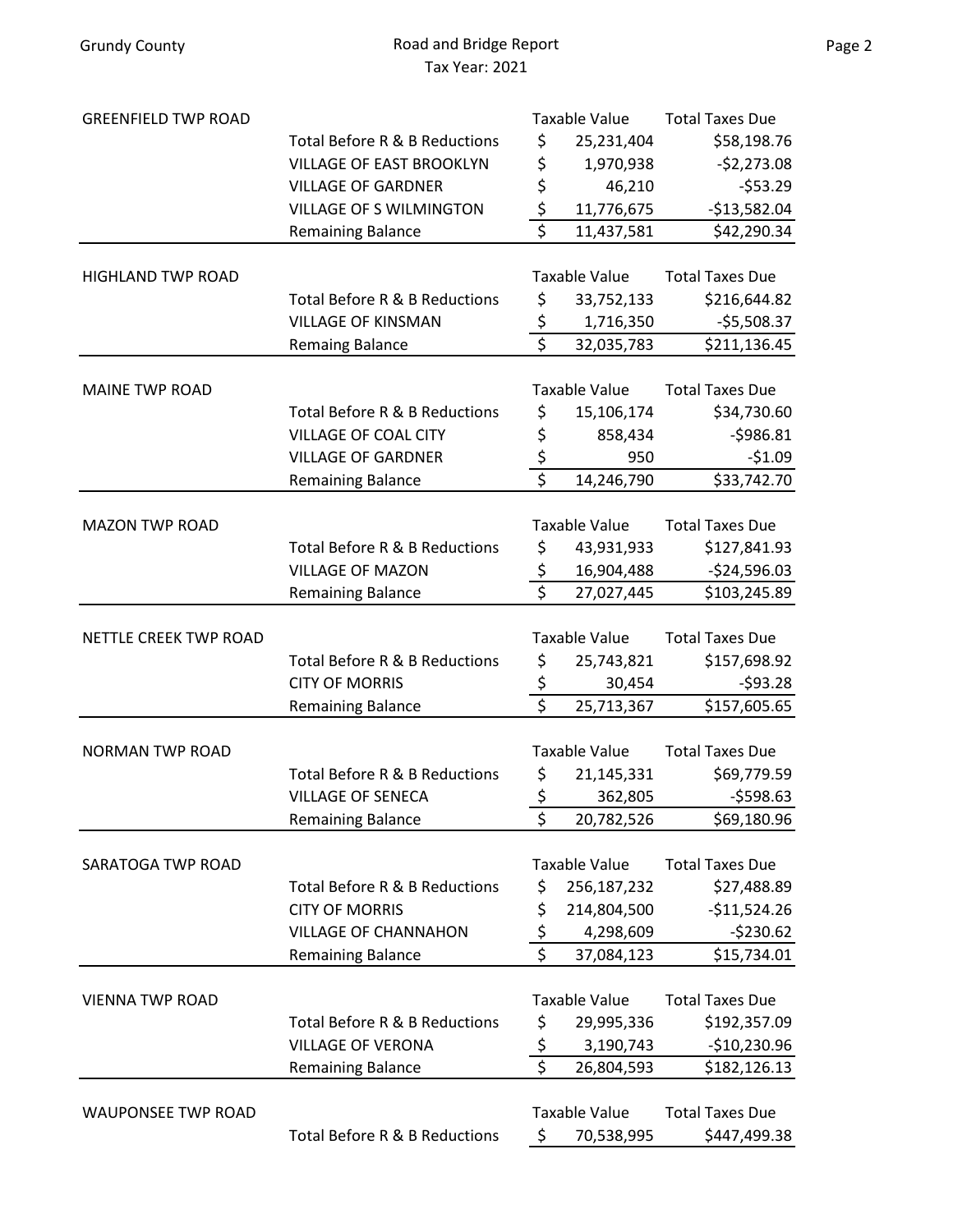| | | Taxable Value | Total Taxes Due |
|---|---|---|---|
| GREENFIELD TWP ROAD | | | |
| | Total Before R & B Reductions | $ 25,231,404 | $58,198.76 |
| | VILLAGE OF EAST BROOKLYN | $ 1,970,938 | -$2,273.08 |
| | VILLAGE OF GARDNER | $ 46,210 | -$53.29 |
| | VILLAGE OF S WILMINGTON | $ 11,776,675 | -$13,582.04 |
| | Remaining Balance | $ 11,437,581 | $42,290.34 |

| | | Taxable Value | Total Taxes Due |
|---|---|---|---|
| HIGHLAND TWP ROAD | | | |
| | Total Before R & B Reductions | $ 33,752,133 | $216,644.82 |
| | VILLAGE OF KINSMAN | $ 1,716,350 | -$5,508.37 |
| | Remaing Balance | $ 32,035,783 | $211,136.45 |

| | | Taxable Value | Total Taxes Due |
|---|---|---|---|
| MAINE TWP ROAD | | | |
| | Total Before R & B Reductions | $ 15,106,174 | $34,730.60 |
| | VILLAGE OF COAL CITY | $ 858,434 | -$986.81 |
| | VILLAGE OF GARDNER | $ 950 | -$1.09 |
| | Remaining Balance | $ 14,246,790 | $33,742.70 |

| | | Taxable Value | Total Taxes Due |
|---|---|---|---|
| MAZON TWP ROAD | | | |
| | Total Before R & B Reductions | $ 43,931,933 | $127,841.93 |
| | VILLAGE OF MAZON | $ 16,904,488 | -$24,596.03 |
| | Remaining Balance | $ 27,027,445 | $103,245.89 |

| | | Taxable Value | Total Taxes Due |
|---|---|---|---|
| NETTLE CREEK TWP ROAD | | | |
| | Total Before R & B Reductions | $ 25,743,821 | $157,698.92 |
| | CITY OF MORRIS | $ 30,454 | -$93.28 |
| | Remaining Balance | $ 25,713,367 | $157,605.65 |

| | | Taxable Value | Total Taxes Due |
|---|---|---|---|
| NORMAN TWP ROAD | | | |
| | Total Before R & B Reductions | $ 21,145,331 | $69,779.59 |
| | VILLAGE OF SENECA | $ 362,805 | -$598.63 |
| | Remaining Balance | $ 20,782,526 | $69,180.96 |

| | | Taxable Value | Total Taxes Due |
|---|---|---|---|
| SARATOGA TWP ROAD | | | |
| | Total Before R & B Reductions | $ 256,187,232 | $27,488.89 |
| | CITY OF MORRIS | $ 214,804,500 | -$11,524.26 |
| | VILLAGE OF CHANNAHON | $ 4,298,609 | -$230.62 |
| | Remaining Balance | $ 37,084,123 | $15,734.01 |

| | | Taxable Value | Total Taxes Due |
|---|---|---|---|
| VIENNA TWP ROAD | | | |
| | Total Before R & B Reductions | $ 29,995,336 | $192,357.09 |
| | VILLAGE OF VERONA | $ 3,190,743 | -$10,230.96 |
| | Remaining Balance | $ 26,804,593 | $182,126.13 |

| | | Taxable Value | Total Taxes Due |
|---|---|---|---|
| WAUPONSEE TWP ROAD | | | |
| | Total Before R & B Reductions | $ 70,538,995 | $447,499.38 |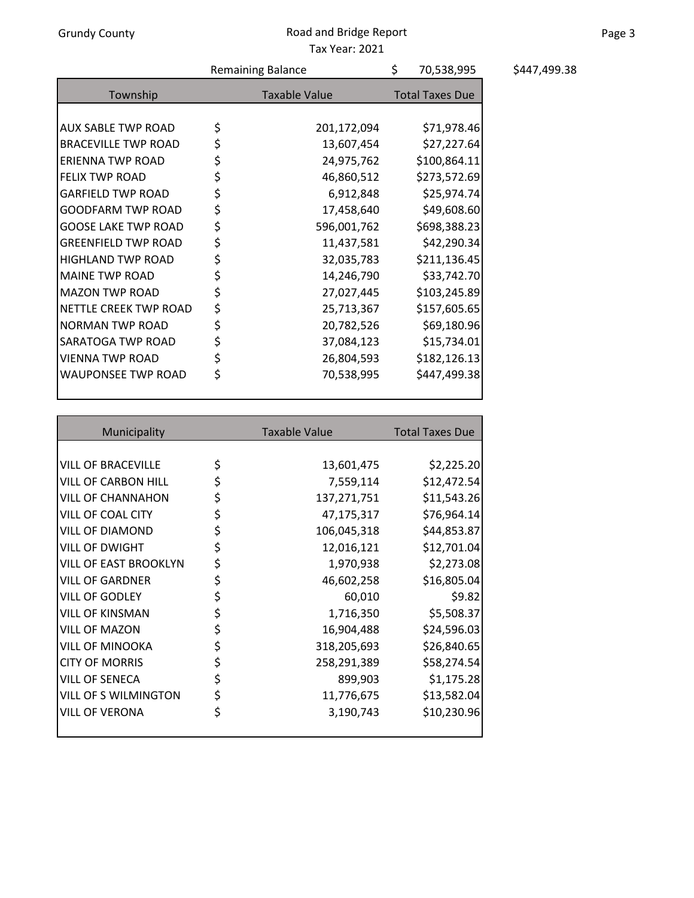Grundy County

Road and Bridge Report

Tax Year: 2021

Remaining Balance $ 70,538,995 $447,499.38

| Township | | Taxable Value | Total Taxes Due |
|---|---|---|---|
| AUX SABLE TWP ROAD | $ | 201,172,094 | $71,978.46 |
| BRACEVILLE TWP ROAD | $ | 13,607,454 | $27,227.64 |
| ERIENNA TWP ROAD | $ | 24,975,762 | $100,864.11 |
| FELIX TWP ROAD | $ | 46,860,512 | $273,572.69 |
| GARFIELD TWP ROAD | $ | 6,912,848 | $25,974.74 |
| GOODFARM TWP ROAD | $ | 17,458,640 | $49,608.60 |
| GOOSE LAKE TWP ROAD | $ | 596,001,762 | $698,388.23 |
| GREENFIELD TWP ROAD | $ | 11,437,581 | $42,290.34 |
| HIGHLAND TWP ROAD | $ | 32,035,783 | $211,136.45 |
| MAINE TWP ROAD | $ | 14,246,790 | $33,742.70 |
| MAZON TWP ROAD | $ | 27,027,445 | $103,245.89 |
| NETTLE CREEK TWP ROAD | $ | 25,713,367 | $157,605.65 |
| NORMAN TWP ROAD | $ | 20,782,526 | $69,180.96 |
| SARATOGA TWP ROAD | $ | 37,084,123 | $15,734.01 |
| VIENNA TWP ROAD | $ | 26,804,593 | $182,126.13 |
| WAUPONSEE TWP ROAD | $ | 70,538,995 | $447,499.38 |

| Municipality | | Taxable Value | Total Taxes Due |
|---|---|---|---|
| VILL OF BRACEVILLE | $ | 13,601,475 | $2,225.20 |
| VILL OF CARBON HILL | $ | 7,559,114 | $12,472.54 |
| VILL OF CHANNAHON | $ | 137,271,751 | $11,543.26 |
| VILL OF COAL CITY | $ | 47,175,317 | $76,964.14 |
| VILL OF DIAMOND | $ | 106,045,318 | $44,853.87 |
| VILL OF DWIGHT | $ | 12,016,121 | $12,701.04 |
| VILL OF EAST BROOKLYN | $ | 1,970,938 | $2,273.08 |
| VILL OF GARDNER | $ | 46,602,258 | $16,805.04 |
| VILL OF GODLEY | $ | 60,010 | $9.82 |
| VILL OF KINSMAN | $ | 1,716,350 | $5,508.37 |
| VILL OF MAZON | $ | 16,904,488 | $24,596.03 |
| VILL OF MINOOKA | $ | 318,205,693 | $26,840.65 |
| CITY OF MORRIS | $ | 258,291,389 | $58,274.54 |
| VILL OF SENECA | $ | 899,903 | $1,175.28 |
| VILL OF S WILMINGTON | $ | 11,776,675 | $13,582.04 |
| VILL OF VERONA | $ | 3,190,743 | $10,230.96 |